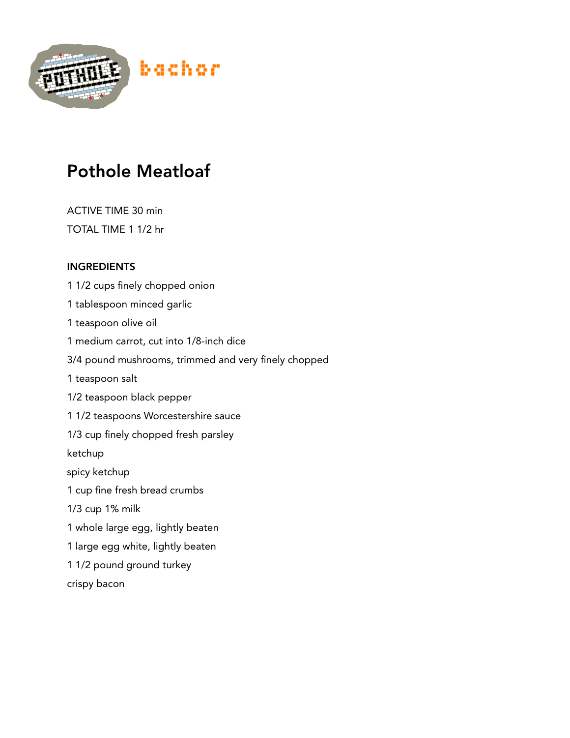# Pothole Meatloaf

ACTIVE TIME 30 min

TOTAL TIME 1 1/2 hr

**INGREDIENTS**

1 1/2 cups finely chopped onion

1 tablespoon minced garlic

1 teaspoon olive oil

1 medium carrot, cut into 1/8-inch dice

3/4 pound mushrooms, trimmed and very finely chopped

1 teaspoon salt

1/2 teaspoon black pepper

1 1/2 teaspoons Worcestershire sauce

1/3 cup finely chopped fresh parsley

ketchup

spicy ketchup

1 cup fine fresh bread crumbs

1/3 cup 1% milk

1 whole large egg, lightly beaten

1 large egg white, lightly beaten

1 1/2 pound ground turkey

crispy bacon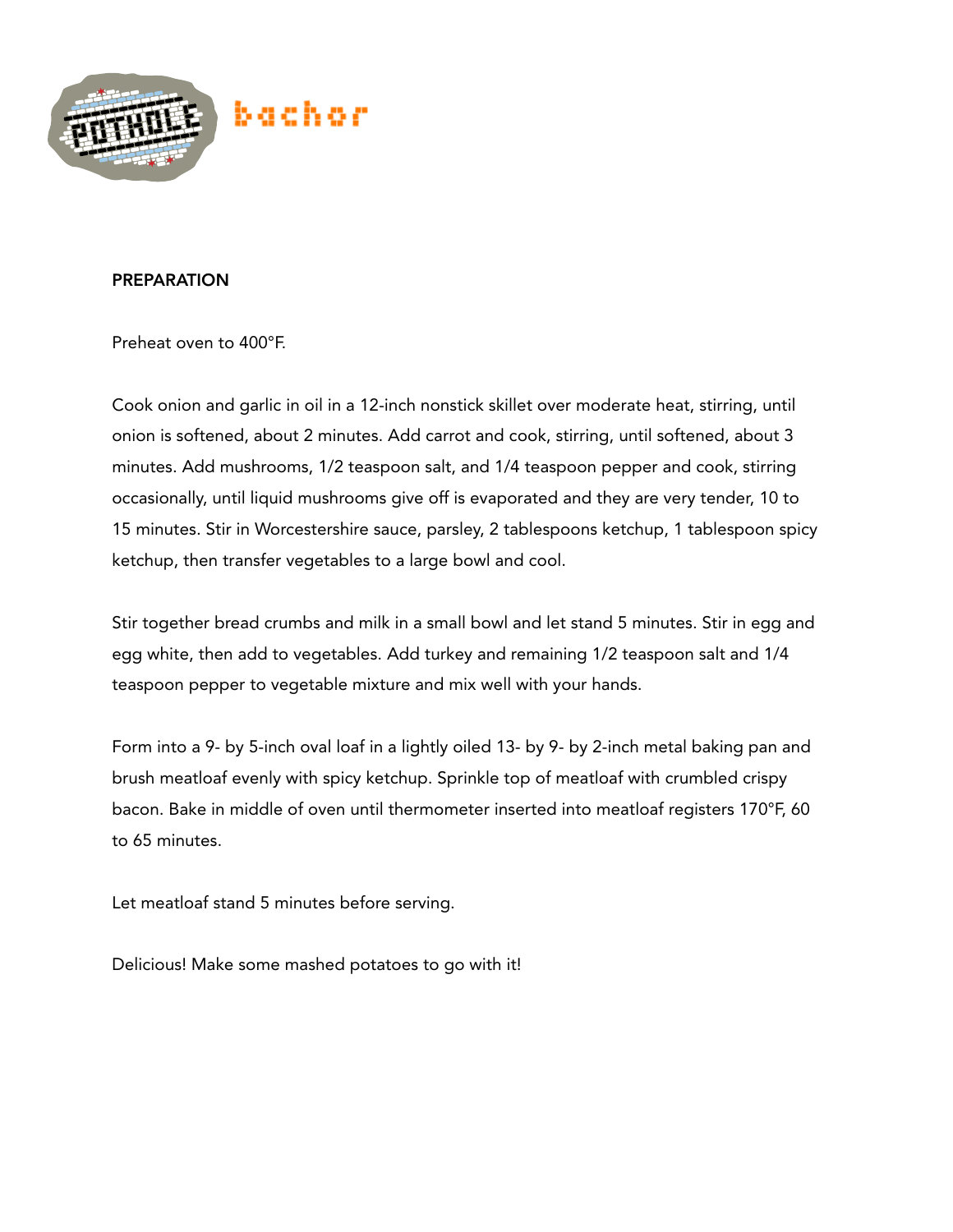**PREPARATION**

Preheat oven to 400°F.

Cook onion and garlic in oil in a 12-inch nonstick skillet over moderate heat, stirring, until onion is softened, about 2 minutes. Add carrot and cook, stirring, until softened, about 3 minutes. Add mushrooms, 1/2 teaspoon salt, and 1/4 teaspoon pepper and cook, stirring occasionally, until liquid mushrooms give off is evaporated and they are very tender, 10 to 15 minutes. Stir in Worcestershire sauce, parsley, 2 tablespoons ketchup, 1 tablespoon spicy ketchup, then transfer vegetables to a large bowl and cool.

Stir together bread crumbs and milk in a small bowl and let stand 5 minutes. Stir in egg and egg white, then add to vegetables. Add turkey and remaining 1/2 teaspoon salt and 1/4 teaspoon pepper to vegetable mixture and mix well with your hands.

Form into a 9- by 5-inch oval loaf in a lightly oiled 13- by 9- by 2-inch metal baking pan and brush meatloaf evenly with spicy ketchup. Sprinkle top of meatloaf with crumbled crispy bacon. Bake in middle of oven until thermometer inserted into meatloaf registers 170°F, 60 to 65 minutes.

Let meatloaf stand 5 minutes before serving.

Delicious! Make some mashed potatoes to go with it!